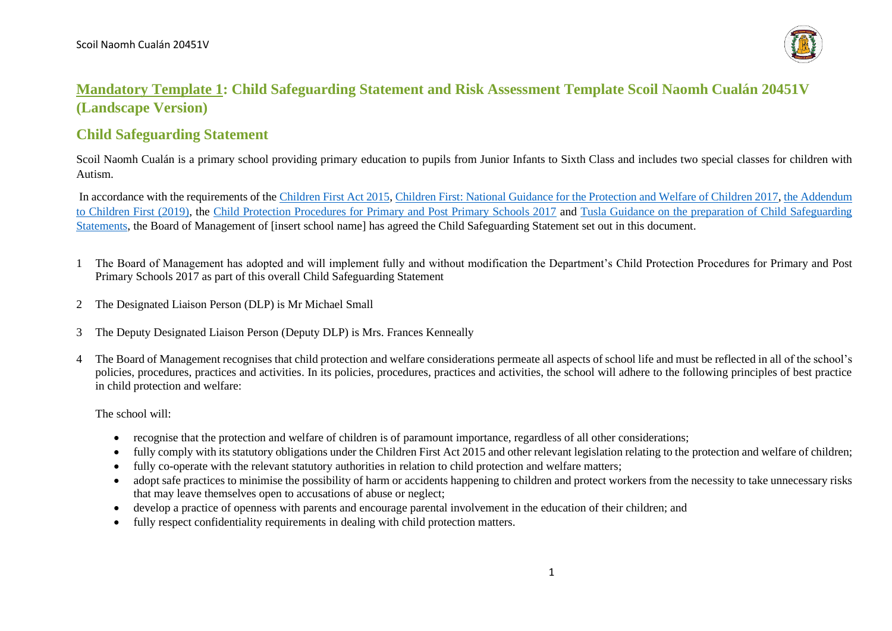# Mandatory Template 1: Child Safeguarding Statement and Risk Assessment Template Scoil Naomh Cualán 20451V (Landscape Version)

## Child Safeguarding Statement

Scoil Naomh Cualán is a primary school providing primary education to pupils from Junior Infants to Sixth Class and includes two special classes for children with Autism.

In accordance with the requirements of the Children First Act 2015, Children First: National Guidance for the Protection and Welfare of Children 2017, the Addendum to Children First (2019), the Child Protection Procedures for Primary and Post Primary Schools 2017 and Tusla Guidance on the preparation of Child Safeguarding Statements, the Board of Management of [insert school name] has agreed the Child Safeguarding Statement set out in this document.

1. The Board of Management has adopted and will implement fully and without modification the Department's Child Protection Procedures for Primary and Post Primary Schools 2017 as part of this overall Child Safeguarding Statement

2. The Designated Liaison Person (DLP) is Mr Michael Small

3. The Deputy Designated Liaison Person (Deputy DLP) is Mrs. Frances Kenneally

4. The Board of Management recognises that child protection and welfare considerations permeate all aspects of school life and must be reflected in all of the school's policies, procedures, practices and activities. In its policies, procedures, practices and activities, the school will adhere to the following principles of best practice in child protection and welfare:

   The school will:

   - recognise that the protection and welfare of children is of paramount importance, regardless of all other considerations;
   - fully comply with its statutory obligations under the Children First Act 2015 and other relevant legislation relating to the protection and welfare of children;
   - fully co-operate with the relevant statutory authorities in relation to child protection and welfare matters;
   - adopt safe practices to minimise the possibility of harm or accidents happening to children and protect workers from the necessity to take unnecessary risks that may leave themselves open to accusations of abuse or neglect;
   - develop a practice of openness with parents and encourage parental involvement in the education of their children; and
   - fully respect confidentiality requirements in dealing with child protection matters.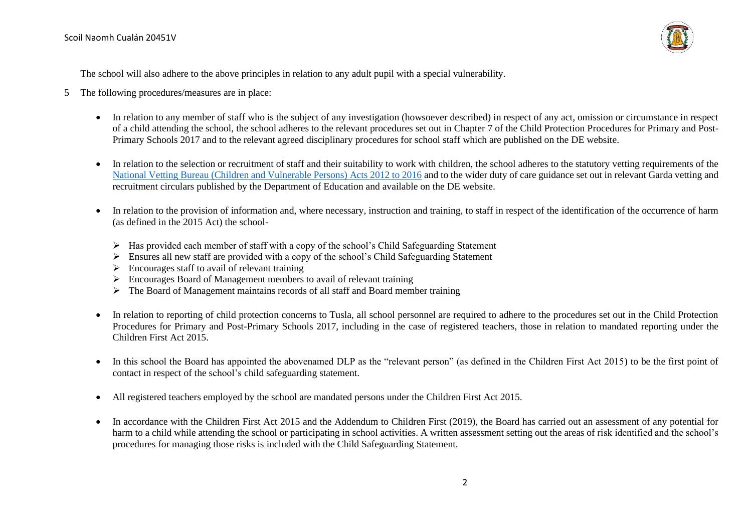The school will also adhere to the above principles in relation to any adult pupil with a special vulnerability.

5 The following procedures/measures are in place:

- In relation to any member of staff who is the subject of any investigation (howsoever described) in respect of any act, omission or circumstance in respect of a child attending the school, the school adheres to the relevant procedures set out in Chapter 7 of the Child Protection Procedures for Primary and Post-Primary Schools 2017 and to the relevant agreed disciplinary procedures for school staff which are published on the DE website.

- In relation to the selection or recruitment of staff and their suitability to work with children, the school adheres to the statutory vetting requirements of the National Vetting Bureau (Children and Vulnerable Persons) Acts 2012 to 2016 and to the wider duty of care guidance set out in relevant Garda vetting and recruitment circulars published by the Department of Education and available on the DE website.

- In relation to the provision of information and, where necessary, instruction and training, to staff in respect of the identification of the occurrence of harm (as defined in the 2015 Act) the school-

  - Has provided each member of staff with a copy of the school's Child Safeguarding Statement
  - Ensures all new staff are provided with a copy of the school's Child Safeguarding Statement
  - Encourages staff to avail of relevant training
  - Encourages Board of Management members to avail of relevant training
  - The Board of Management maintains records of all staff and Board member training

- In relation to reporting of child protection concerns to Tusla, all school personnel are required to adhere to the procedures set out in the Child Protection Procedures for Primary and Post-Primary Schools 2017, including in the case of registered teachers, those in relation to mandated reporting under the Children First Act 2015.

- In this school the Board has appointed the abovenamed DLP as the "relevant person" (as defined in the Children First Act 2015) to be the first point of contact in respect of the school's child safeguarding statement.

- All registered teachers employed by the school are mandated persons under the Children First Act 2015.

- In accordance with the Children First Act 2015 and the Addendum to Children First (2019), the Board has carried out an assessment of any potential for harm to a child while attending the school or participating in school activities. A written assessment setting out the areas of risk identified and the school's procedures for managing those risks is included with the Child Safeguarding Statement.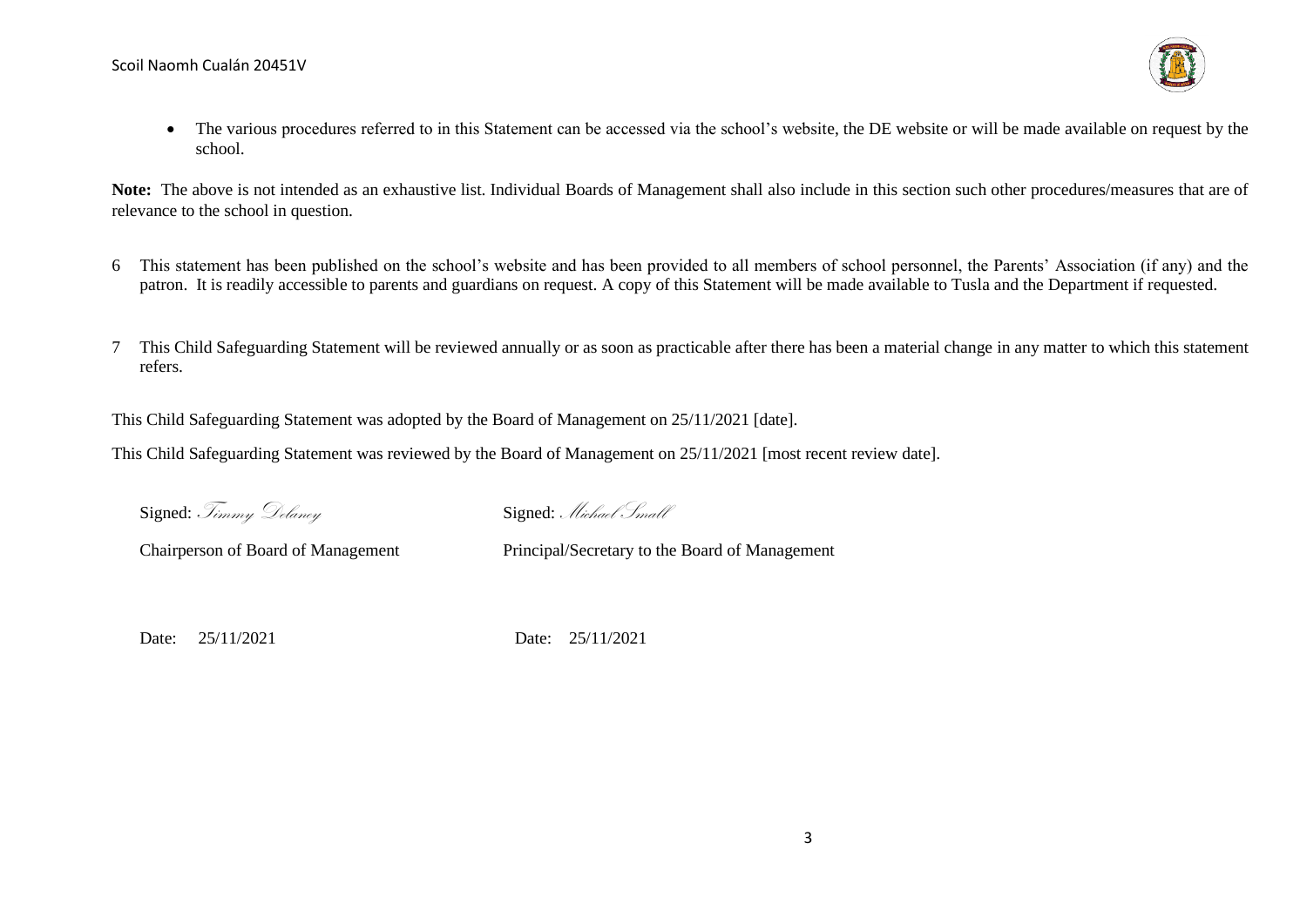- The various procedures referred to in this Statement can be accessed via the school's website, the DE website or will be made available on request by the school.

**Note:** The above is not intended as an exhaustive list. Individual Boards of Management shall also include in this section such other procedures/measures that are of relevance to the school in question.

6 This statement has been published on the school's website and has been provided to all members of school personnel, the Parents' Association (if any) and the patron. It is readily accessible to parents and guardians on request. A copy of this Statement will be made available to Tusla and the Department if requested.

7 This Child Safeguarding Statement will be reviewed annually or as soon as practicable after there has been a material change in any matter to which this statement refers.

This Child Safeguarding Statement was adopted by the Board of Management on 25/11/2021 [date].

This Child Safeguarding Statement was reviewed by the Board of Management on 25/11/2021 [most recent review date].

Signed: *Timmy Delaney*

Chairperson of Board of Management

Date: 25/11/2021

Signed: *Michael Small*

Principal/Secretary to the Board of Management

Date: 25/11/2021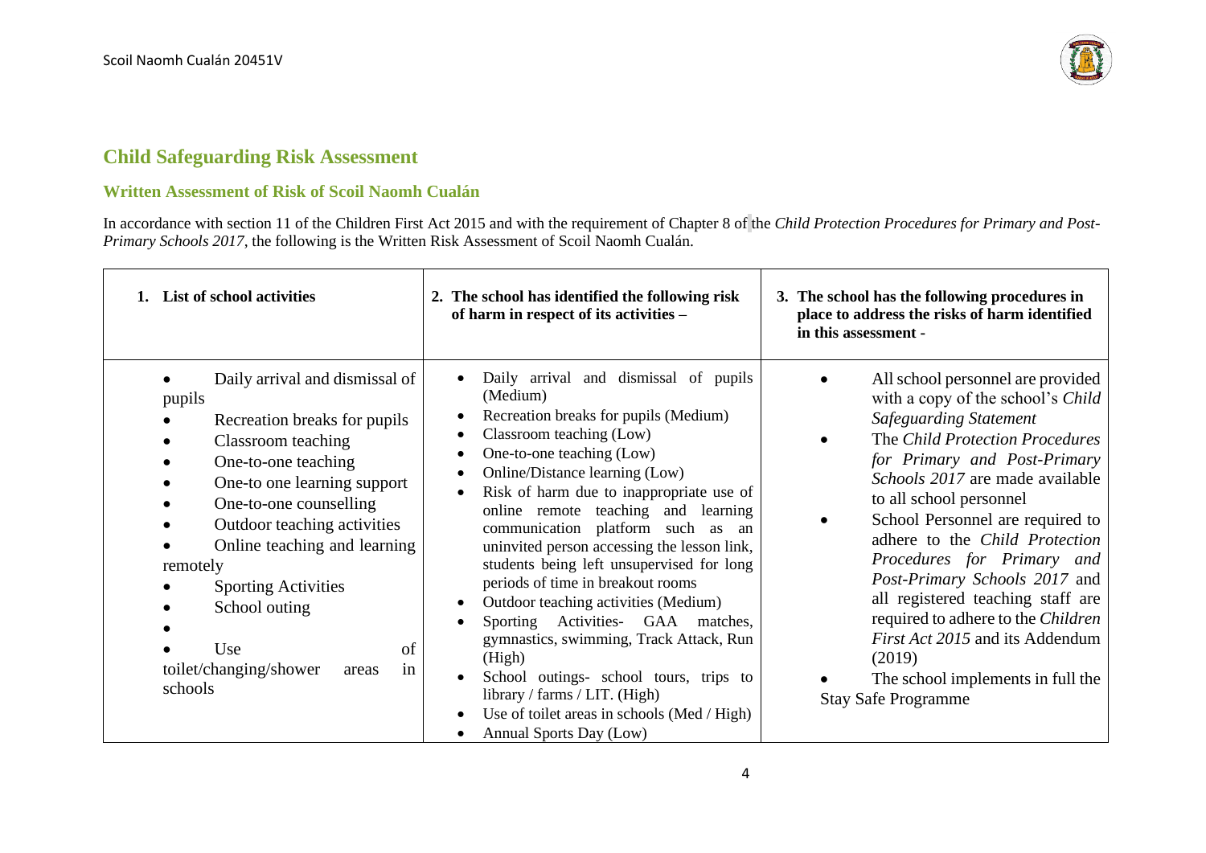## Child Safeguarding Risk Assessment

### Written Assessment of Risk of Scoil Naomh Cualán

In accordance with section 11 of the Children First Act 2015 and with the requirement of Chapter 8 of the *Child Protection Procedures for Primary and Post-Primary Schools 2017*, the following is the Written Risk Assessment of Scoil Naomh Cualán.

| 1. List of school activities | 2. The school has identified the following risk of harm in respect of its activities – | 3. The school has the following procedures in place to address the risks of harm identified in this assessment - |
|---|---|---|
| • Daily arrival and dismissal of pupils<br>• Recreation breaks for pupils<br>• Classroom teaching<br>• One-to-one teaching<br>• One-to one learning support<br>• One-to-one counselling<br>• Outdoor teaching activities<br>• Online teaching and learning remotely<br>• Sporting Activities<br>• School outing<br>•<br>• Use of toilet/changing/shower areas in schools | • Daily arrival and dismissal of pupils (Medium)<br>• Recreation breaks for pupils (Medium)<br>• Classroom teaching (Low)<br>• One-to-one teaching (Low)<br>• Online/Distance learning (Low)<br>• Risk of harm due to inappropriate use of online remote teaching and learning communication platform such as an uninvited person accessing the lesson link, students being left unsupervised for long periods of time in breakout rooms<br>• Outdoor teaching activities (Medium)<br>• Sporting Activities- GAA matches, gymnastics, swimming, Track Attack, Run (High)<br>• School outings- school tours, trips to library / farms / LIT. (High)<br>• Use of toilet areas in schools (Med / High)<br>• Annual Sports Day (Low) | • All school personnel are provided with a copy of the school's *Child Safeguarding Statement*<br>• The *Child Protection Procedures for Primary and Post-Primary Schools 2017* are made available to all school personnel<br>• School Personnel are required to adhere to the *Child Protection Procedures for Primary and Post-Primary Schools 2017* and all registered teaching staff are required to adhere to the *Children First Act 2015* and its Addendum (2019)<br>• The school implements in full the Stay Safe Programme |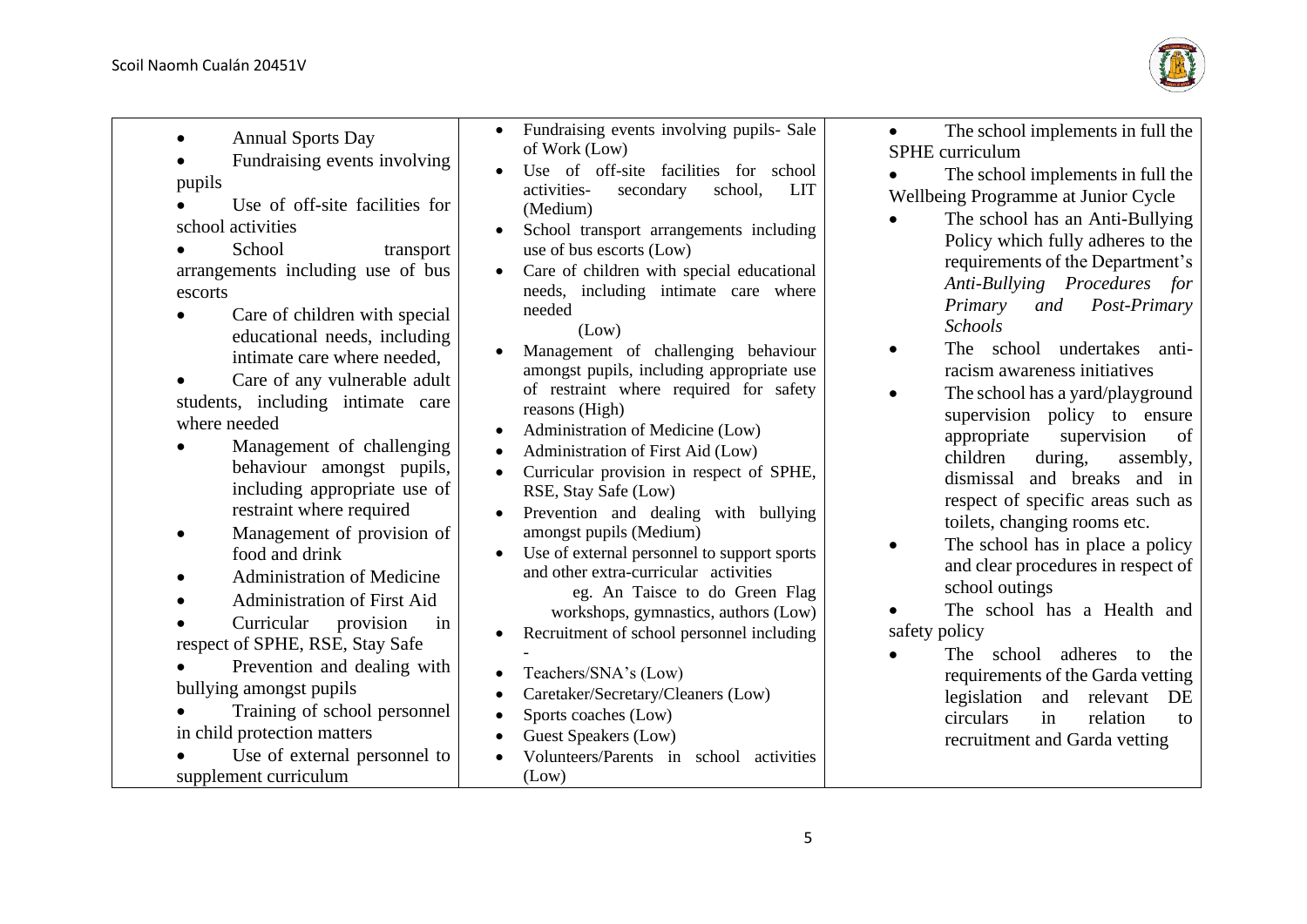| | | |
|---|---|---|
| • Annual Sports Day<br>• Fundraising events involving pupils<br>• Use of off-site facilities for school activities<br>• School transport arrangements including use of bus escorts<br>• Care of children with special educational needs, including intimate care where needed,<br>• Care of any vulnerable adult students, including intimate care where needed<br>• Management of challenging behaviour amongst pupils, including appropriate use of restraint where required<br>• Management of provision of food and drink<br>• Administration of Medicine<br>• Administration of First Aid<br>• Curricular provision in respect of SPHE, RSE, Stay Safe<br>• Prevention and dealing with bullying amongst pupils<br>• Training of school personnel in child protection matters<br>• Use of external personnel to supplement curriculum | • Fundraising events involving pupils- Sale of Work (Low)<br>• Use of off-site facilities for school activities- secondary school, LIT (Medium)<br>• School transport arrangements including use of bus escorts (Low)<br>• Care of children with special educational needs, including intimate care where needed (Low)<br>• Management of challenging behaviour amongst pupils, including appropriate use of restraint where required for safety reasons (High)<br>• Administration of Medicine (Low)<br>• Administration of First Aid (Low)<br>• Curricular provision in respect of SPHE, RSE, Stay Safe (Low)<br>• Prevention and dealing with bullying amongst pupils (Medium)<br>• Use of external personnel to support sports and other extra-curricular activities eg. An Taisce to do Green Flag workshops, gymnastics, authors (Low)<br>• Recruitment of school personnel including -<br>• Teachers/SNA's (Low)<br>• Caretaker/Secretary/Cleaners (Low)<br>• Sports coaches (Low)<br>• Guest Speakers (Low)<br>• Volunteers/Parents in school activities (Low) | • The school implements in full the SPHE curriculum<br>• The school implements in full the Wellbeing Programme at Junior Cycle<br>• The school has an Anti-Bullying Policy which fully adheres to the requirements of the Department's *Anti-Bullying Procedures for Primary and Post-Primary Schools*<br>• The school undertakes anti-racism awareness initiatives<br>• The school has a yard/playground supervision policy to ensure appropriate supervision of children during, assembly, dismissal and breaks and in respect of specific areas such as toilets, changing rooms etc.<br>• The school has in place a policy and clear procedures in respect of school outings<br>• The school has a Health and safety policy<br>• The school adheres to the requirements of the Garda vetting legislation and relevant DE circulars in relation to recruitment and Garda vetting |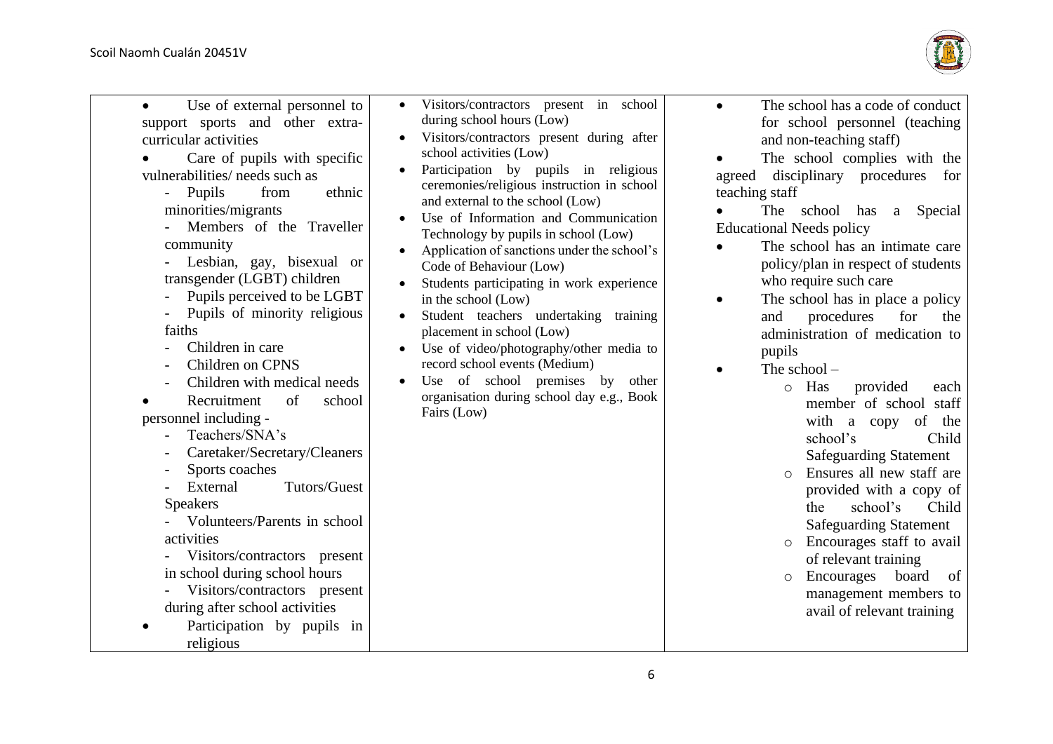| | | |
|---|---|---|
| • Use of external personnel to support sports and other extra-curricular activities<br>• Care of pupils with specific vulnerabilities/ needs such as<br>- Pupils from ethnic minorities/migrants<br>- Members of the Traveller community<br>- Lesbian, gay, bisexual or transgender (LGBT) children<br>- Pupils perceived to be LGBT<br>- Pupils of minority religious faiths<br>- Children in care<br>- Children on CPNS<br>- Children with medical needs<br>• Recruitment of school personnel including -<br>- Teachers/SNA's<br>- Caretaker/Secretary/Cleaners<br>- Sports coaches<br>- External Tutors/Guest Speakers<br>- Volunteers/Parents in school activities<br>- Visitors/contractors present in school during school hours<br>- Visitors/contractors present during after school activities<br>• Participation by pupils in religious | • Visitors/contractors present in school during school hours (Low)<br>• Visitors/contractors present during after school activities (Low)<br>• Participation by pupils in religious ceremonies/religious instruction in school and external to the school (Low)<br>• Use of Information and Communication Technology by pupils in school (Low)<br>• Application of sanctions under the school's Code of Behaviour (Low)<br>• Students participating in work experience in the school (Low)<br>• Student teachers undertaking training placement in school (Low)<br>• Use of video/photography/other media to record school events (Medium)<br>• Use of school premises by other organisation during school day e.g., Book Fairs (Low) | • The school has a code of conduct for school personnel (teaching and non-teaching staff)<br>• The school complies with the agreed disciplinary procedures for teaching staff<br>• The school has a Special Educational Needs policy<br>• The school has an intimate care policy/plan in respect of students who require such care<br>• The school has in place a policy and procedures for the administration of medication to pupils<br>• The school –<br>○ Has provided each member of school staff with a copy of the school's Child Safeguarding Statement<br>○ Ensures all new staff are provided with a copy of the school's Child Safeguarding Statement<br>○ Encourages staff to avail of relevant training<br>○ Encourages board of management members to avail of relevant training |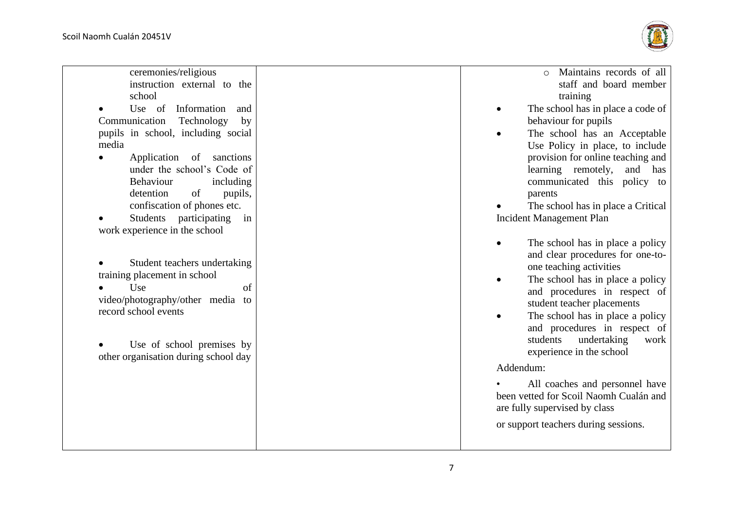| | | |
|---|---|---|
| ceremonies/religious instruction external to the school<br>• Use of Information and Communication Technology by pupils in school, including social media<br>• Application of sanctions under the school's Code of Behaviour including detention of pupils, confiscation of phones etc.<br>• Students participating in work experience in the school<br><br>• Student teachers undertaking training placement in school<br>• Use of video/photography/other media to record school events<br><br>• Use of school premises by other organisation during school day | | ○ Maintains records of all staff and board member training<br>• The school has in place a code of behaviour for pupils<br>• The school has an Acceptable Use Policy in place, to include provision for online teaching and learning remotely, and has communicated this policy to parents<br>• The school has in place a Critical Incident Management Plan<br><br>• The school has in place a policy and clear procedures for one-to-one teaching activities<br>• The school has in place a policy and procedures in respect of student teacher placements<br>• The school has in place a policy and procedures in respect of students undertaking work experience in the school<br><br>Addendum:<br><br>• All coaches and personnel have been vetted for Scoil Naomh Cualán and are fully supervised by class<br><br>or support teachers during sessions. |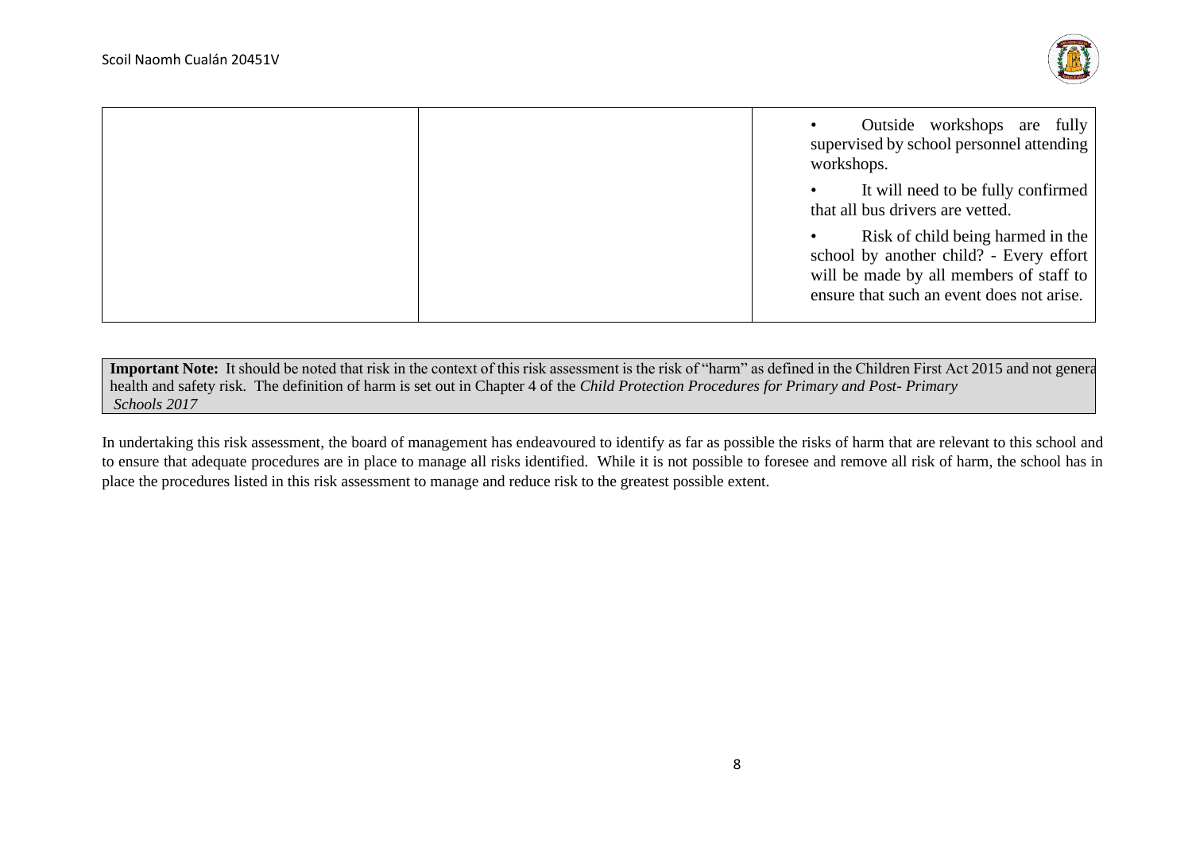| | | |
|---|---|---|
| | | • Outside workshops are fully supervised by school personnel attending workshops.<br><br>• It will need to be fully confirmed that all bus drivers are vetted.<br><br>• Risk of child being harmed in the school by another child? - Every effort will be made by all members of staff to ensure that such an event does not arise. |

| |
|---|
| **Important Note:** It should be noted that risk in the context of this risk assessment is the risk of "harm" as defined in the Children First Act 2015 and not genera health and safety risk. The definition of harm is set out in Chapter 4 of the *Child Protection Procedures for Primary and Post- Primary Schools 2017* |

In undertaking this risk assessment, the board of management has endeavoured to identify as far as possible the risks of harm that are relevant to this school and to ensure that adequate procedures are in place to manage all risks identified. While it is not possible to foresee and remove all risk of harm, the school has in place the procedures listed in this risk assessment to manage and reduce risk to the greatest possible extent.